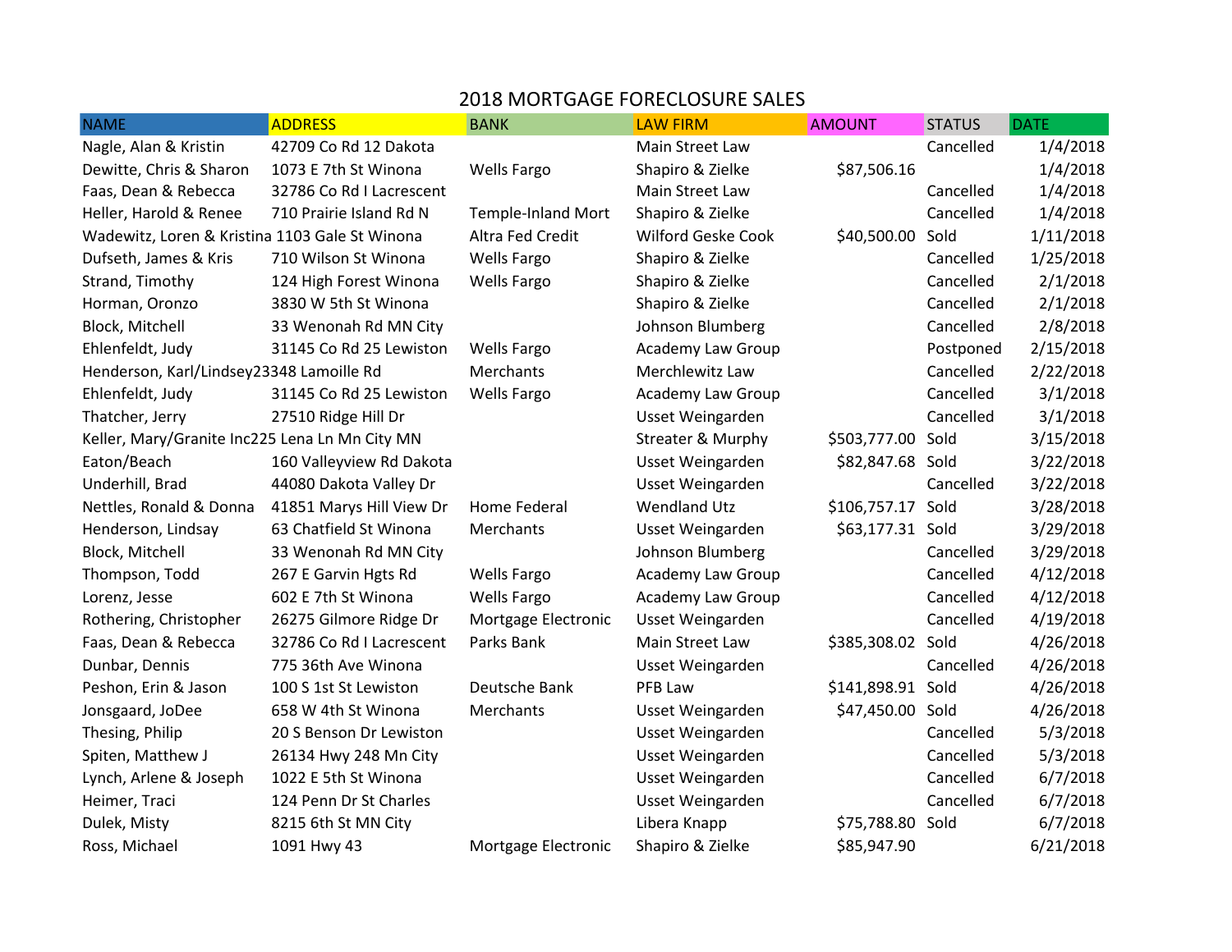# 2018 MORTGAGE FORECLOSURE SALES

| NAME | ADDRESS | BANK | LAW FIRM | AMOUNT | STATUS | DATE |
|---|---|---|---|---|---|---|
| Nagle, Alan & Kristin | 42709 Co Rd 12 Dakota | | Main Street Law | | Cancelled | 1/4/2018 |
| Dewitte, Chris & Sharon | 1073 E 7th St Winona | Wells Fargo | Shapiro & Zielke | $87,506.16 | | 1/4/2018 |
| Faas, Dean & Rebecca | 32786 Co Rd I Lacrescent | | Main Street Law | | Cancelled | 1/4/2018 |
| Heller, Harold & Renee | 710 Prairie Island Rd N | Temple-Inland Mort | Shapiro & Zielke | | Cancelled | 1/4/2018 |
| Wadewitz, Loren & Kristina | 1103 Gale St Winona | Altra Fed Credit | Wilford Geske Cook | $40,500.00 | Sold | 1/11/2018 |
| Dufseth, James & Kris | 710 Wilson St Winona | Wells Fargo | Shapiro & Zielke | | Cancelled | 1/25/2018 |
| Strand, Timothy | 124 High Forest Winona | Wells Fargo | Shapiro & Zielke | | Cancelled | 2/1/2018 |
| Horman, Oronzo | 3830 W 5th St Winona | | Shapiro & Zielke | | Cancelled | 2/1/2018 |
| Block, Mitchell | 33 Wenonah Rd MN City | | Johnson Blumberg | | Cancelled | 2/8/2018 |
| Ehlenfeldt, Judy | 31145 Co Rd 25 Lewiston | Wells Fargo | Academy Law Group | | Postponed | 2/15/2018 |
| Henderson, Karl/Lindsey | 23348 Lamoille Rd | Merchants | Merchlewitz Law | | Cancelled | 2/22/2018 |
| Ehlenfeldt, Judy | 31145 Co Rd 25 Lewiston | Wells Fargo | Academy Law Group | | Cancelled | 3/1/2018 |
| Thatcher, Jerry | 27510 Ridge Hill Dr | | Usset Weingarden | | Cancelled | 3/1/2018 |
| Keller, Mary/Granite Inc | 225 Lena Ln Mn City MN | | Streater & Murphy | $503,777.00 | Sold | 3/15/2018 |
| Eaton/Beach | 160 Valleyview Rd Dakota | | Usset Weingarden | $82,847.68 | Sold | 3/22/2018 |
| Underhill, Brad | 44080 Dakota Valley Dr | | Usset Weingarden | | Cancelled | 3/22/2018 |
| Nettles, Ronald & Donna | 41851 Marys Hill View Dr | Home Federal | Wendland Utz | $106,757.17 | Sold | 3/28/2018 |
| Henderson, Lindsay | 63 Chatfield St Winona | Merchants | Usset Weingarden | $63,177.31 | Sold | 3/29/2018 |
| Block, Mitchell | 33 Wenonah Rd MN City | | Johnson Blumberg | | Cancelled | 3/29/2018 |
| Thompson, Todd | 267 E Garvin Hgts Rd | Wells Fargo | Academy Law Group | | Cancelled | 4/12/2018 |
| Lorenz, Jesse | 602 E 7th St Winona | Wells Fargo | Academy Law Group | | Cancelled | 4/12/2018 |
| Rothering, Christopher | 26275 Gilmore Ridge Dr | Mortgage Electronic | Usset Weingarden | | Cancelled | 4/19/2018 |
| Faas, Dean & Rebecca | 32786 Co Rd I Lacrescent | Parks Bank | Main Street Law | $385,308.02 | Sold | 4/26/2018 |
| Dunbar, Dennis | 775 36th Ave Winona | | Usset Weingarden | | Cancelled | 4/26/2018 |
| Peshon, Erin & Jason | 100 S 1st St Lewiston | Deutsche Bank | PFB Law | $141,898.91 | Sold | 4/26/2018 |
| Jonsgaard, JoDee | 658 W 4th St Winona | Merchants | Usset Weingarden | $47,450.00 | Sold | 4/26/2018 |
| Thesing, Philip | 20 S Benson Dr Lewiston | | Usset Weingarden | | Cancelled | 5/3/2018 |
| Spiten, Matthew J | 26134 Hwy 248 Mn City | | Usset Weingarden | | Cancelled | 5/3/2018 |
| Lynch, Arlene & Joseph | 1022 E 5th St Winona | | Usset Weingarden | | Cancelled | 6/7/2018 |
| Heimer, Traci | 124 Penn Dr St Charles | | Usset Weingarden | | Cancelled | 6/7/2018 |
| Dulek, Misty | 8215 6th St MN City | | Libera Knapp | $75,788.80 | Sold | 6/7/2018 |
| Ross, Michael | 1091 Hwy 43 | Mortgage Electronic | Shapiro & Zielke | $85,947.90 | | 6/21/2018 |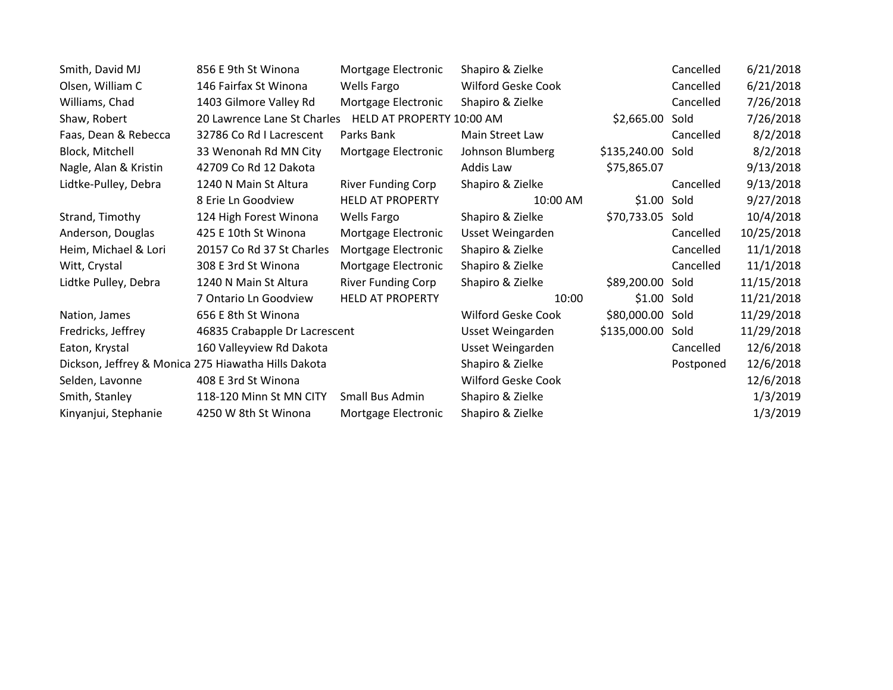| | | | | | | |
|---|---|---|---|---|---|---|
| Smith, David MJ | 856 E 9th St Winona | Mortgage Electronic | Shapiro & Zielke | | Cancelled | 6/21/2018 |
| Olsen, William C | 146 Fairfax St Winona | Wells Fargo | Wilford Geske Cook | | Cancelled | 6/21/2018 |
| Williams, Chad | 1403 Gilmore Valley Rd | Mortgage Electronic | Shapiro & Zielke | | Cancelled | 7/26/2018 |
| Shaw, Robert | 20 Lawrence Lane St Charles | HELD AT PROPERTY 10:00 AM | | $2,665.00 | Sold | 7/26/2018 |
| Faas, Dean & Rebecca | 32786 Co Rd I Lacrescent | Parks Bank | Main Street Law | | Cancelled | 8/2/2018 |
| Block, Mitchell | 33 Wenonah Rd MN City | Mortgage Electronic | Johnson Blumberg | $135,240.00 | Sold | 8/2/2018 |
| Nagle, Alan & Kristin | 42709 Co Rd 12 Dakota | | Addis Law | $75,865.07 | | 9/13/2018 |
| Lidtke-Pulley, Debra | 1240 N Main St Altura | River Funding Corp | Shapiro & Zielke | | Cancelled | 9/13/2018 |
| | 8 Erie Ln Goodview | HELD AT PROPERTY | 10:00 AM | $1.00 | Sold | 9/27/2018 |
| Strand, Timothy | 124 High Forest Winona | Wells Fargo | Shapiro & Zielke | $70,733.05 | Sold | 10/4/2018 |
| Anderson, Douglas | 425 E 10th St Winona | Mortgage Electronic | Usset Weingarden | | Cancelled | 10/25/2018 |
| Heim, Michael & Lori | 20157 Co Rd 37 St Charles | Mortgage Electronic | Shapiro & Zielke | | Cancelled | 11/1/2018 |
| Witt, Crystal | 308 E 3rd St Winona | Mortgage Electronic | Shapiro & Zielke | | Cancelled | 11/1/2018 |
| Lidtke Pulley, Debra | 1240 N Main St Altura | River Funding Corp | Shapiro & Zielke | $89,200.00 | Sold | 11/15/2018 |
| | 7 Ontario Ln Goodview | HELD AT PROPERTY | 10:00 | $1.00 | Sold | 11/21/2018 |
| Nation, James | 656 E 8th St Winona | | Wilford Geske Cook | $80,000.00 | Sold | 11/29/2018 |
| Fredricks, Jeffrey | 46835 Crabapple Dr Lacrescent | | Usset Weingarden | $135,000.00 | Sold | 11/29/2018 |
| Eaton, Krystal | 160 Valleyview Rd Dakota | | Usset Weingarden | | Cancelled | 12/6/2018 |
| Dickson, Jeffrey & Monica | 275 Hiawatha Hills Dakota | | Shapiro & Zielke | | Postponed | 12/6/2018 |
| Selden, Lavonne | 408 E 3rd St Winona | | Wilford Geske Cook | | | 12/6/2018 |
| Smith, Stanley | 118-120 Minn St MN CITY | Small Bus Admin | Shapiro & Zielke | | | 1/3/2019 |
| Kinyanjui, Stephanie | 4250 W 8th St Winona | Mortgage Electronic | Shapiro & Zielke | | | 1/3/2019 |